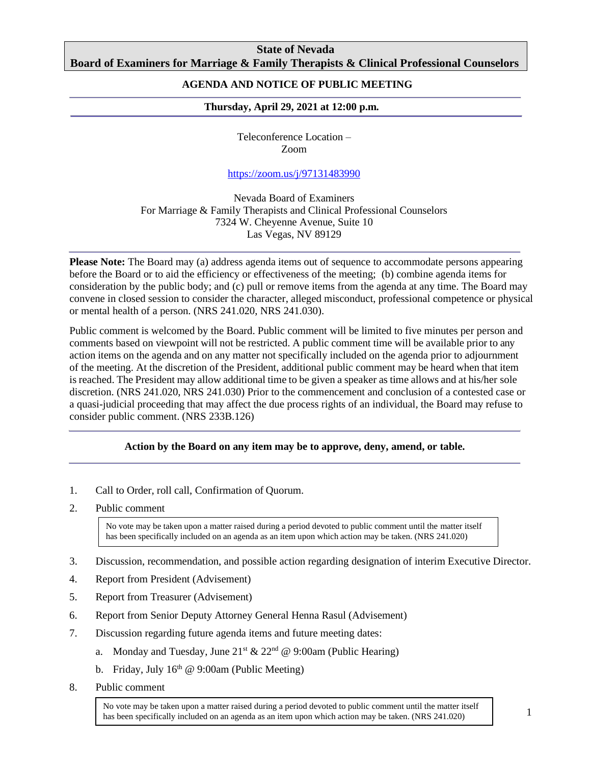# State of Nevada
# Board of Examiners for Marriage & Family Therapists & Clinical Professional Counselors

## AGENDA AND NOTICE OF PUBLIC MEETING

### Thursday, April 29, 2021 at 12:00 p.m.

Teleconference Location –
Zoom

https://zoom.us/j/97131483990

Nevada Board of Examiners
For Marriage & Family Therapists and Clinical Professional Counselors
7324 W. Cheyenne Avenue, Suite 10
Las Vegas, NV 89129

**Please Note:** The Board may (a) address agenda items out of sequence to accommodate persons appearing before the Board or to aid the efficiency or effectiveness of the meeting; (b) combine agenda items for consideration by the public body; and (c) pull or remove items from the agenda at any time. The Board may convene in closed session to consider the character, alleged misconduct, professional competence or physical or mental health of a person. (NRS 241.020, NRS 241.030).

Public comment is welcomed by the Board. Public comment will be limited to five minutes per person and comments based on viewpoint will not be restricted. A public comment time will be available prior to any action items on the agenda and on any matter not specifically included on the agenda prior to adjournment of the meeting. At the discretion of the President, additional public comment may be heard when that item is reached. The President may allow additional time to be given a speaker as time allows and at his/her sole discretion. (NRS 241.020, NRS 241.030) Prior to the commencement and conclusion of a contested case or a quasi-judicial proceeding that may affect the due process rights of an individual, the Board may refuse to consider public comment. (NRS 233B.126)

**Action by the Board on any item may be to approve, deny, amend, or table.**

1. Call to Order, roll call, Confirmation of Quorum.
2. Public comment

   No vote may be taken upon a matter raised during a period devoted to public comment until the matter itself has been specifically included on an agenda as an item upon which action may be taken. (NRS 241.020)

3. Discussion, recommendation, and possible action regarding designation of interim Executive Director.
4. Report from President (Advisement)
5. Report from Treasurer (Advisement)
6. Report from Senior Deputy Attorney General Henna Rasul (Advisement)
7. Discussion regarding future agenda items and future meeting dates:
   a. Monday and Tuesday, June 21st & 22nd @ 9:00am (Public Hearing)
   b. Friday, July 16th @ 9:00am (Public Meeting)
8. Public comment

   No vote may be taken upon a matter raised during a period devoted to public comment until the matter itself has been specifically included on an agenda as an item upon which action may be taken. (NRS 241.020)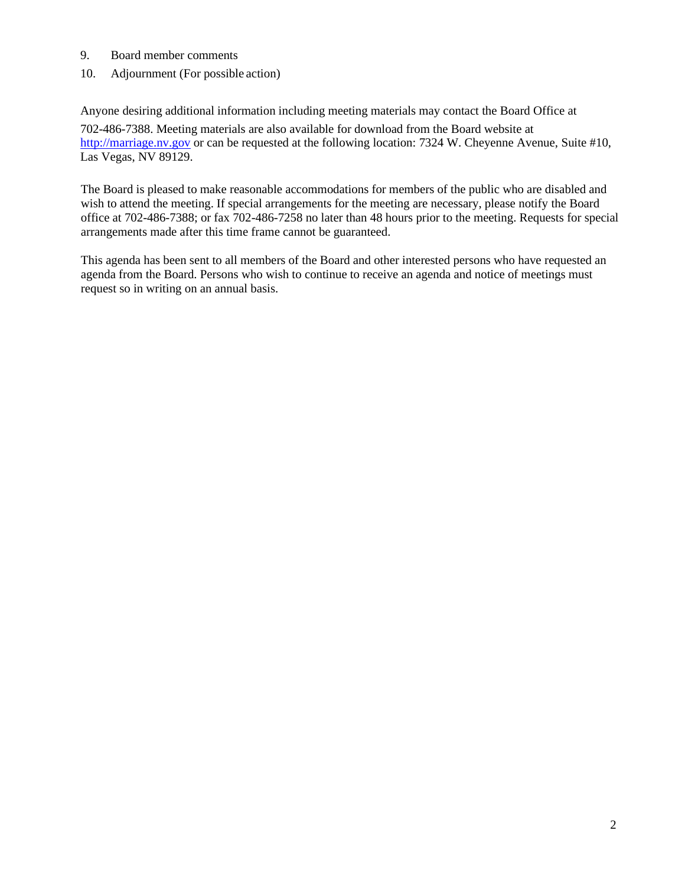9. Board member comments
10. Adjournment (For possible action)

Anyone desiring additional information including meeting materials may contact the Board Office at 702-486-7388. Meeting materials are also available for download from the Board website at [http://marriage.nv.gov](http://marriage.nv.gov) or can be requested at the following location: 7324 W. Cheyenne Avenue, Suite #10, Las Vegas, NV 89129.

The Board is pleased to make reasonable accommodations for members of the public who are disabled and wish to attend the meeting. If special arrangements for the meeting are necessary, please notify the Board office at 702-486-7388; or fax 702-486-7258 no later than 48 hours prior to the meeting. Requests for special arrangements made after this time frame cannot be guaranteed.

This agenda has been sent to all members of the Board and other interested persons who have requested an agenda from the Board. Persons who wish to continue to receive an agenda and notice of meetings must request so in writing on an annual basis.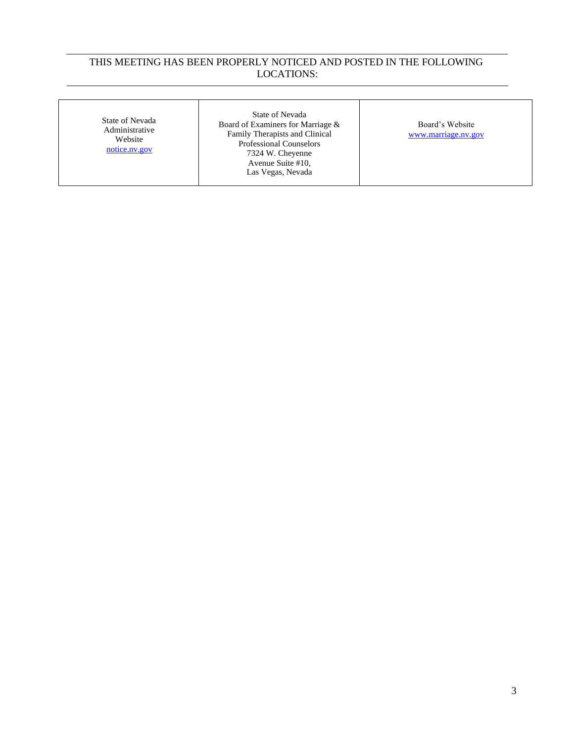THIS MEETING HAS BEEN PROPERLY NOTICED AND POSTED IN THE FOLLOWING LOCATIONS:

| | | |
|---|---|---|
| State of Nevada Administrative Website notice.nv.gov | State of Nevada Board of Examiners for Marriage & Family Therapists and Clinical Professional Counselors 7324 W. Cheyenne Avenue Suite #10, Las Vegas, Nevada | Board's Website www.marriage.nv.gov |